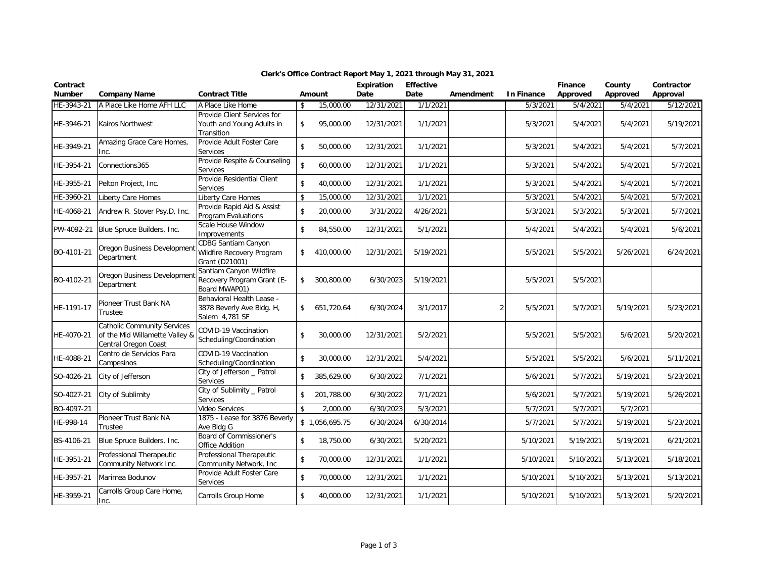# Clerk's Office Contract Report May 1, 2021 through May 31, 2021

| Contract Number | Company Name | Contract Title | Amount | Expiration Date | Effective Date | Amendment | In Finance | Finance Approved | County Approved | Contractor Approval |
|---|---|---|---|---|---|---|---|---|---|---|
| HE-3943-21 | A Place Like Home AFH LLC | A Place Like Home | $ 15,000.00 | 12/31/2021 | 1/1/2021 | | 5/3/2021 | 5/4/2021 | 5/4/2021 | 5/12/2021 |
| HE-3946-21 | Kairos Northwest | Provide Client Services for Youth and Young Adults in Transition | $ 95,000.00 | 12/31/2021 | 1/1/2021 | | 5/3/2021 | 5/4/2021 | 5/4/2021 | 5/19/2021 |
| HE-3949-21 | Amazing Grace Care Homes, Inc. | Provide Adult Foster Care Services | $ 50,000.00 | 12/31/2021 | 1/1/2021 | | 5/3/2021 | 5/4/2021 | 5/4/2021 | 5/7/2021 |
| HE-3954-21 | Connections365 | Provide Respite & Counseling Services | $ 60,000.00 | 12/31/2021 | 1/1/2021 | | 5/3/2021 | 5/4/2021 | 5/4/2021 | 5/7/2021 |
| HE-3955-21 | Pelton Project, Inc. | Provide Residential Client Services | $ 40,000.00 | 12/31/2021 | 1/1/2021 | | 5/3/2021 | 5/4/2021 | 5/4/2021 | 5/7/2021 |
| HE-3960-21 | Liberty Care Homes | Liberty Care Homes | $ 15,000.00 | 12/31/2021 | 1/1/2021 | | 5/3/2021 | 5/4/2021 | 5/4/2021 | 5/7/2021 |
| HE-4068-21 | Andrew R. Stover Psy.D, Inc. | Provide Rapid Aid & Assist Program Evaluations | $ 20,000.00 | 3/31/2022 | 4/26/2021 | | 5/3/2021 | 5/3/2021 | 5/3/2021 | 5/7/2021 |
| PW-4092-21 | Blue Spruce Builders, Inc. | Scale House Window Improvements | $ 84,550.00 | 12/31/2021 | 5/1/2021 | | 5/4/2021 | 5/4/2021 | 5/4/2021 | 5/6/2021 |
| BO-4101-21 | Oregon Business Development Department | CDBG Santiam Canyon Wildfire Recovery Program Grant (D21001) | $ 410,000.00 | 12/31/2021 | 5/19/2021 | | 5/5/2021 | 5/5/2021 | 5/26/2021 | 6/24/2021 |
| BO-4102-21 | Oregon Business Development Department | Santiam Canyon Wildfire Recovery Program Grant (E-Board MWAP01) | $ 300,800.00 | 6/30/2023 | 5/19/2021 | | 5/5/2021 | 5/5/2021 | | |
| HE-1191-17 | Pioneer Trust Bank NA Trustee | Behavioral Health Lease - 3878 Beverly Ave Bldg. H, Salem 4,781 SF | $ 651,720.64 | 6/30/2024 | 3/1/2017 | 2 | 5/5/2021 | 5/7/2021 | 5/19/2021 | 5/23/2021 |
| HE-4070-21 | Catholic Community Services of the Mid Willamette Valley & Central Oregon Coast | COVID-19 Vaccination Scheduling/Coordination | $ 30,000.00 | 12/31/2021 | 5/2/2021 | | 5/5/2021 | 5/5/2021 | 5/6/2021 | 5/20/2021 |
| HE-4088-21 | Centro de Servicios Para Campesinos | COVID-19 Vaccination Scheduling/Coordination | $ 30,000.00 | 12/31/2021 | 5/4/2021 | | 5/5/2021 | 5/5/2021 | 5/6/2021 | 5/11/2021 |
| SO-4026-21 | City of Jefferson | City of Jefferson _ Patrol Services | $ 385,629.00 | 6/30/2022 | 7/1/2021 | | 5/6/2021 | 5/7/2021 | 5/19/2021 | 5/23/2021 |
| SO-4027-21 | City of Sublimity | City of Sublimity _ Patrol Services | $ 201,788.00 | 6/30/2022 | 7/1/2021 | | 5/6/2021 | 5/7/2021 | 5/19/2021 | 5/26/2021 |
| BO-4097-21 | | Video Services | $ 2,000.00 | 6/30/2023 | 5/3/2021 | | 5/7/2021 | 5/7/2021 | 5/7/2021 | |
| HE-998-14 | Pioneer Trust Bank NA Trustee | 1875 - Lease for 3876 Beverly Ave Bldg G | $ 1,056,695.75 | 6/30/2024 | 6/30/2014 | | 5/7/2021 | 5/7/2021 | 5/19/2021 | 5/23/2021 |
| BS-4106-21 | Blue Spruce Builders, Inc. | Board of Commissioner's Office Addition | $ 18,750.00 | 6/30/2021 | 5/20/2021 | | 5/10/2021 | 5/19/2021 | 5/19/2021 | 6/21/2021 |
| HE-3951-21 | Professional Therapeutic Community Network Inc. | Professional Therapeutic Community Network, Inc | $ 70,000.00 | 12/31/2021 | 1/1/2021 | | 5/10/2021 | 5/10/2021 | 5/13/2021 | 5/18/2021 |
| HE-3957-21 | Marimea Bodunov | Provide Adult Foster Care Services | $ 70,000.00 | 12/31/2021 | 1/1/2021 | | 5/10/2021 | 5/10/2021 | 5/13/2021 | 5/13/2021 |
| HE-3959-21 | Carrolls Group Care Home, Inc. | Carrolls Group Home | $ 40,000.00 | 12/31/2021 | 1/1/2021 | | 5/10/2021 | 5/10/2021 | 5/13/2021 | 5/20/2021 |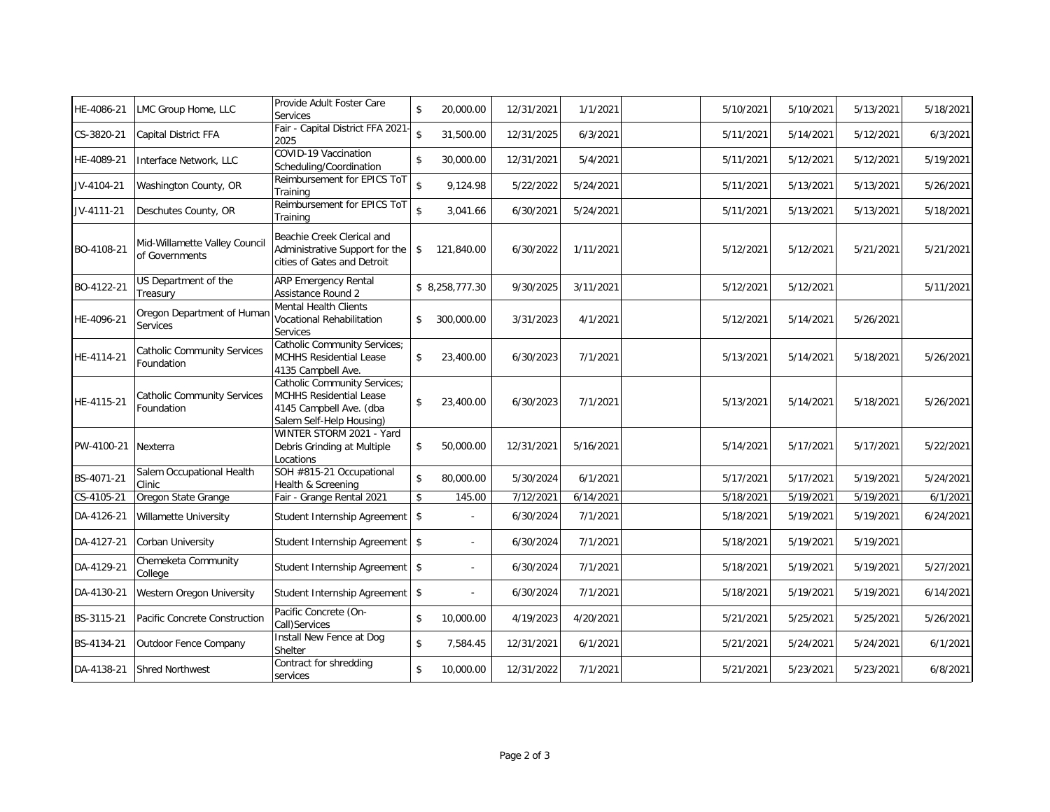| | | | | | | | | | | |
|---|---|---|---|---|---|---|---|---|---|---|
| HE-4086-21 | LMC Group Home, LLC | Provide Adult Foster Care Services | $ 20,000.00 | 12/31/2021 | 1/1/2021 | | 5/10/2021 | 5/10/2021 | 5/13/2021 | 5/18/2021 |
| CS-3820-21 | Capital District FFA | Fair - Capital District FFA 2021-2025 | $ 31,500.00 | 12/31/2025 | 6/3/2021 | | 5/11/2021 | 5/14/2021 | 5/12/2021 | 6/3/2021 |
| HE-4089-21 | Interface Network, LLC | COVID-19 Vaccination Scheduling/Coordination | $ 30,000.00 | 12/31/2021 | 5/4/2021 | | 5/11/2021 | 5/12/2021 | 5/12/2021 | 5/19/2021 |
| JV-4104-21 | Washington County, OR | Reimbursement for EPICS ToT Training | $ 9,124.98 | 5/22/2022 | 5/24/2021 | | 5/11/2021 | 5/13/2021 | 5/13/2021 | 5/26/2021 |
| JV-4111-21 | Deschutes County, OR | Reimbursement for EPICS ToT Training | $ 3,041.66 | 6/30/2021 | 5/24/2021 | | 5/11/2021 | 5/13/2021 | 5/13/2021 | 5/18/2021 |
| BO-4108-21 | Mid-Willamette Valley Council of Governments | Beachie Creek Clerical and Administrative Support for the cities of Gates and Detroit | $ 121,840.00 | 6/30/2022 | 1/11/2021 | | 5/12/2021 | 5/12/2021 | 5/21/2021 | 5/21/2021 |
| BO-4122-21 | US Department of the Treasury | ARP Emergency Rental Assistance Round 2 | $ 8,258,777.30 | 9/30/2025 | 3/11/2021 | | 5/12/2021 | 5/12/2021 | | 5/11/2021 |
| HE-4096-21 | Oregon Department of Human Services | Mental Health Clients Vocational Rehabilitation Services | $ 300,000.00 | 3/31/2023 | 4/1/2021 | | 5/12/2021 | 5/14/2021 | 5/26/2021 | |
| HE-4114-21 | Catholic Community Services Foundation | Catholic Community Services; MCHHS Residential Lease 4135 Campbell Ave. | $ 23,400.00 | 6/30/2023 | 7/1/2021 | | 5/13/2021 | 5/14/2021 | 5/18/2021 | 5/26/2021 |
| HE-4115-21 | Catholic Community Services Foundation | Catholic Community Services; MCHHS Residential Lease 4145 Campbell Ave. (dba Salem Self-Help Housing) | $ 23,400.00 | 6/30/2023 | 7/1/2021 | | 5/13/2021 | 5/14/2021 | 5/18/2021 | 5/26/2021 |
| PW-4100-21 | Nexterra | WINTER STORM 2021 - Yard Debris Grinding at Multiple Locations | $ 50,000.00 | 12/31/2021 | 5/16/2021 | | 5/14/2021 | 5/17/2021 | 5/17/2021 | 5/22/2021 |
| BS-4071-21 | Salem Occupational Health Clinic | SOH #815-21 Occupational Health & Screening | $ 80,000.00 | 5/30/2024 | 6/1/2021 | | 5/17/2021 | 5/17/2021 | 5/19/2021 | 5/24/2021 |
| CS-4105-21 | Oregon State Grange | Fair - Grange Rental 2021 | $ 145.00 | 7/12/2021 | 6/14/2021 | | 5/18/2021 | 5/19/2021 | 5/19/2021 | 6/1/2021 |
| DA-4126-21 | Willamette University | Student Internship Agreement | $ - | 6/30/2024 | 7/1/2021 | | 5/18/2021 | 5/19/2021 | 5/19/2021 | 6/24/2021 |
| DA-4127-21 | Corban University | Student Internship Agreement | $ - | 6/30/2024 | 7/1/2021 | | 5/18/2021 | 5/19/2021 | 5/19/2021 | |
| DA-4129-21 | Chemeketa Community College | Student Internship Agreement | $ - | 6/30/2024 | 7/1/2021 | | 5/18/2021 | 5/19/2021 | 5/19/2021 | 5/27/2021 |
| DA-4130-21 | Western Oregon University | Student Internship Agreement | $ - | 6/30/2024 | 7/1/2021 | | 5/18/2021 | 5/19/2021 | 5/19/2021 | 6/14/2021 |
| BS-3115-21 | Pacific Concrete Construction | Pacific Concrete (On-Call)Services | $ 10,000.00 | 4/19/2023 | 4/20/2021 | | 5/21/2021 | 5/25/2021 | 5/25/2021 | 5/26/2021 |
| BS-4134-21 | Outdoor Fence Company | Install New Fence at Dog Shelter | $ 7,584.45 | 12/31/2021 | 6/1/2021 | | 5/21/2021 | 5/24/2021 | 5/24/2021 | 6/1/2021 |
| DA-4138-21 | Shred Northwest | Contract for shredding services | $ 10,000.00 | 12/31/2022 | 7/1/2021 | | 5/21/2021 | 5/23/2021 | 5/23/2021 | 6/8/2021 |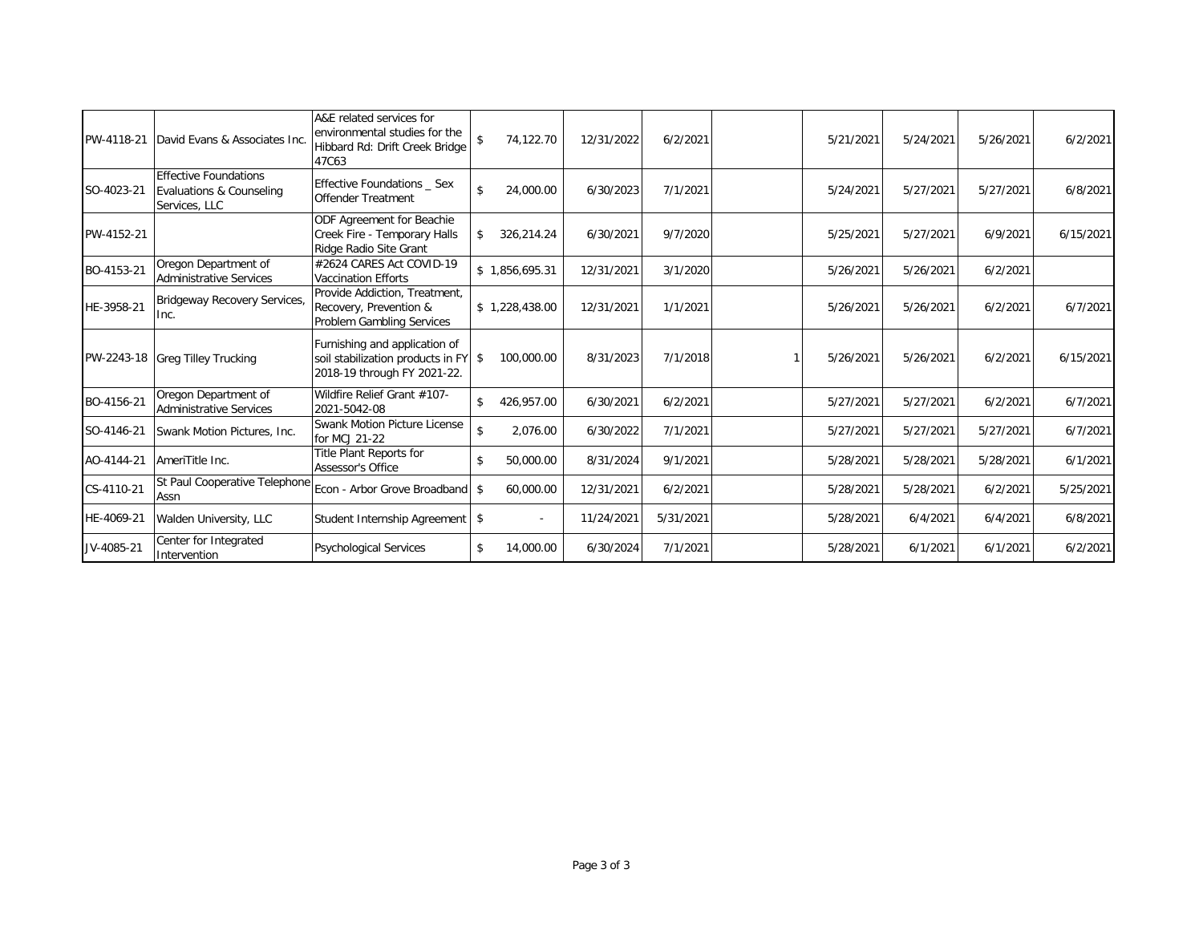| | | | | | | | | | | | |
|---|---|---|---|---|---|---|---|---|---|---|---|
| PW-4118-21 | David Evans & Associates Inc. | A&E related services for environmental studies for the Hibbard Rd: Drift Creek Bridge 47C63 | $ 74,122.70 | 12/31/2022 | 6/2/2021 | | 5/21/2021 | 5/24/2021 | 5/26/2021 | 6/2/2021 |
| SO-4023-21 | Effective Foundations Evaluations & Counseling Services, LLC | Effective Foundations _ Sex Offender Treatment | $ 24,000.00 | 6/30/2023 | 7/1/2021 | | 5/24/2021 | 5/27/2021 | 5/27/2021 | 6/8/2021 |
| PW-4152-21 | | ODF Agreement for Beachie Creek Fire - Temporary Halls Ridge Radio Site Grant | $ 326,214.24 | 6/30/2021 | 9/7/2020 | | 5/25/2021 | 5/27/2021 | 6/9/2021 | 6/15/2021 |
| BO-4153-21 | Oregon Department of Administrative Services | #2624 CARES Act COVID-19 Vaccination Efforts | $ 1,856,695.31 | 12/31/2021 | 3/1/2020 | | 5/26/2021 | 5/26/2021 | 6/2/2021 | |
| HE-3958-21 | Bridgeway Recovery Services, Inc. | Provide Addiction, Treatment, Recovery, Prevention & Problem Gambling Services | $ 1,228,438.00 | 12/31/2021 | 1/1/2021 | | 5/26/2021 | 5/26/2021 | 6/2/2021 | 6/7/2021 |
| PW-2243-18 | Greg Tilley Trucking | Furnishing and application of soil stabilization products in FY 2018-19 through FY 2021-22. | $ 100,000.00 | 8/31/2023 | 7/1/2018 | 1 | 5/26/2021 | 5/26/2021 | 6/2/2021 | 6/15/2021 |
| BO-4156-21 | Oregon Department of Administrative Services | Wildfire Relief Grant #107-2021-5042-08 | $ 426,957.00 | 6/30/2021 | 6/2/2021 | | 5/27/2021 | 5/27/2021 | 6/2/2021 | 6/7/2021 |
| SO-4146-21 | Swank Motion Pictures, Inc. | Swank Motion Picture License for MCJ 21-22 | $ 2,076.00 | 6/30/2022 | 7/1/2021 | | 5/27/2021 | 5/27/2021 | 5/27/2021 | 6/7/2021 |
| AO-4144-21 | AmeriTitle Inc. | Title Plant Reports for Assessor's Office | $ 50,000.00 | 8/31/2024 | 9/1/2021 | | 5/28/2021 | 5/28/2021 | 5/28/2021 | 6/1/2021 |
| CS-4110-21 | St Paul Cooperative Telephone Assn | Econ - Arbor Grove Broadband | $ 60,000.00 | 12/31/2021 | 6/2/2021 | | 5/28/2021 | 5/28/2021 | 6/2/2021 | 5/25/2021 |
| HE-4069-21 | Walden University, LLC | Student Internship Agreement | $ - | 11/24/2021 | 5/31/2021 | | 5/28/2021 | 6/4/2021 | 6/4/2021 | 6/8/2021 |
| JV-4085-21 | Center for Integrated Intervention | Psychological Services | $ 14,000.00 | 6/30/2024 | 7/1/2021 | | 5/28/2021 | 6/1/2021 | 6/1/2021 | 6/2/2021 |